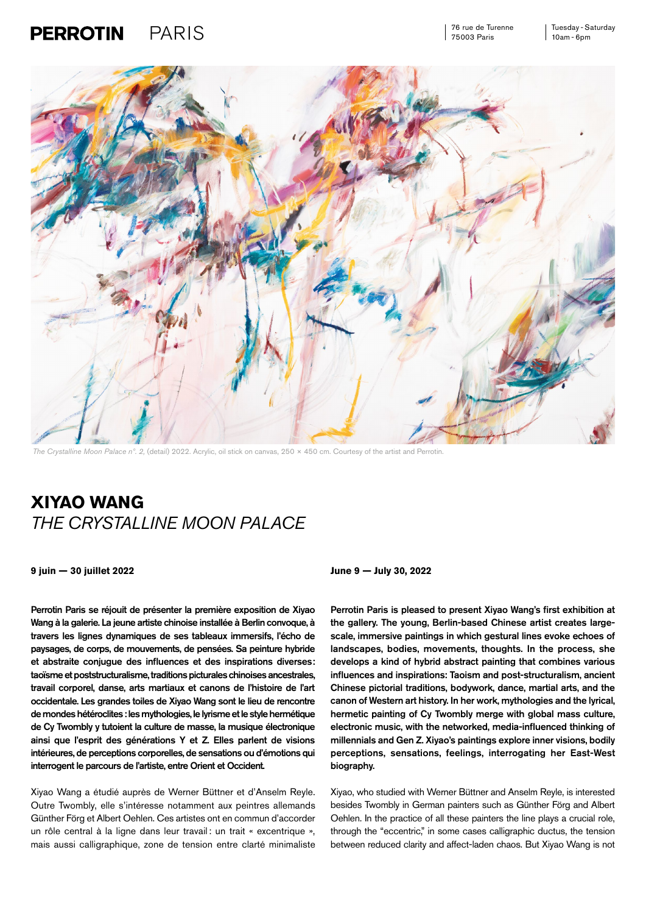# PERROTIN PARIS

76 rue de Turenne
75003 Paris

Tuesday - Saturday
10am - 6pm

*The Crystalline Moon Palace n°. 2,* (detail) 2022. Acrylic, oil stick on canvas, 250 × 450 cm. Courtesy of the artist and Perrotin.

## XIYAO WANG
## *THE CRYSTALLINE MOON PALACE*

**9 juin — 30 juillet 2022**

**Perrotin Paris se réjouit de présenter la première exposition de Xiyao Wang à la galerie. La jeune artiste chinoise installée à Berlin convoque, à travers les lignes dynamiques de ses tableaux immersifs, l'écho de paysages, de corps, de mouvements, de pensées. Sa peinture hybride et abstraite conjugue des influences et des inspirations diverses: taoïsme et poststructuralisme, traditions picturales chinoises ancestrales, travail corporel, danse, arts martiaux et canons de l'histoire de l'art occidentale. Les grandes toiles de Xiyao Wang sont le lieu de rencontre de mondes hétéroclites : les mythologies, le lyrisme et le style hermétique de Cy Twombly y tutoient la culture de masse, la musique électronique ainsi que l'esprit des générations Y et Z. Elles parlent de visions intérieures, de perceptions corporelles, de sensations ou d'émotions qui interrogent le parcours de l'artiste, entre Orient et Occident.**

Xiyao Wang a étudié auprès de Werner Büttner et d'Anselm Reyle. Outre Twombly, elle s'intéresse notamment aux peintres allemands Günther Förg et Albert Oehlen. Ces artistes ont en commun d'accorder un rôle central à la ligne dans leur travail : un trait « excentrique », mais aussi calligraphique, zone de tension entre clarté minimaliste

**June 9 — July 30, 2022**

**Perrotin Paris is pleased to present Xiyao Wang's first exhibition at the gallery. The young, Berlin-based Chinese artist creates large-scale, immersive paintings in which gestural lines evoke echoes of landscapes, bodies, movements, thoughts. In the process, she develops a kind of hybrid abstract painting that combines various influences and inspirations: Taoism and post-structuralism, ancient Chinese pictorial traditions, bodywork, dance, martial arts, and the canon of Western art history. In her work, mythologies and the lyrical, hermetic painting of Cy Twombly merge with global mass culture, electronic music, with the networked, media-influenced thinking of millennials and Gen Z. Xiyao's paintings explore inner visions, bodily perceptions, sensations, feelings, interrogating her East-West biography.**

Xiyao, who studied with Werner Büttner and Anselm Reyle, is interested besides Twombly in German painters such as Günther Förg and Albert Oehlen. In the practice of all these painters the line plays a crucial role, through the "eccentric," in some cases calligraphic ductus, the tension between reduced clarity and affect-laden chaos. But Xiyao Wang is not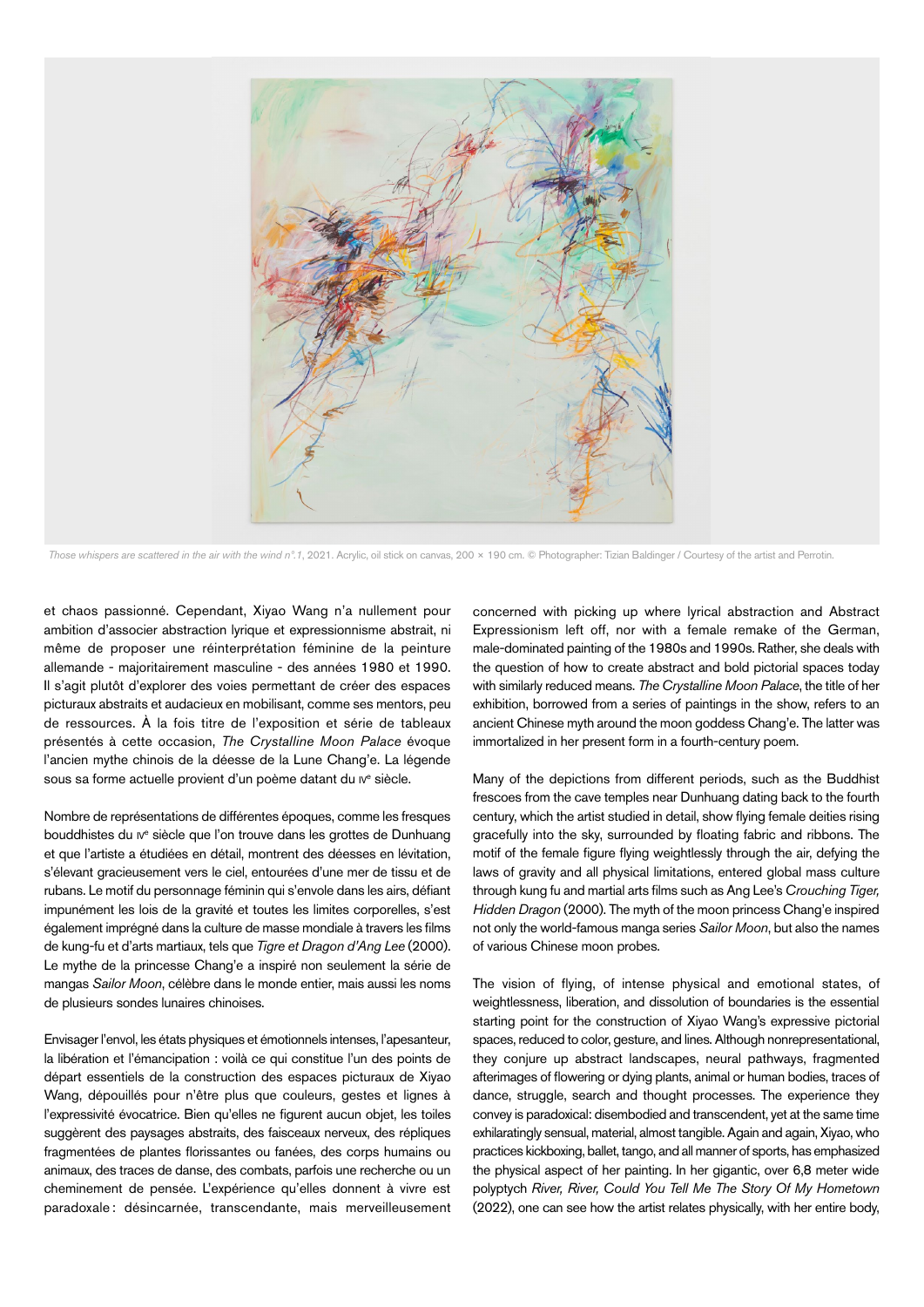*Those whispers are scattered in the air with the wind n°.1*, 2021. Acrylic, oil stick on canvas, 200 × 190 cm. © Photographer: Tizian Baldinger / Courtesy of the artist and Perrotin.

et chaos passionné. Cependant, Xiyao Wang n'a nullement pour ambition d'associer abstraction lyrique et expressionnisme abstrait, ni même de proposer une réinterprétation féminine de la peinture allemande - majoritairement masculine - des années 1980 et 1990. Il s'agit plutôt d'explorer des voies permettant de créer des espaces picturaux abstraits et audacieux en mobilisant, comme ses mentors, peu de ressources. À la fois titre de l'exposition et série de tableaux présentés à cette occasion, *The Crystalline Moon Palace* évoque l'ancien mythe chinois de la déesse de la Lune Chang'e. La légende sous sa forme actuelle provient d'un poème datant du IVe siècle.

Nombre de représentations de différentes époques, comme les fresques bouddhistes du IVe siècle que l'on trouve dans les grottes de Dunhuang et que l'artiste a étudiées en détail, montrent des déesses en lévitation, s'élevant gracieusement vers le ciel, entourées d'une mer de tissu et de rubans. Le motif du personnage féminin qui s'envole dans les airs, défiant impunément les lois de la gravité et toutes les limites corporelles, s'est également imprégné dans la culture de masse mondiale à travers les films de kung-fu et d'arts martiaux, tels que *Tigre et Dragon d'Ang Lee* (2000). Le mythe de la princesse Chang'e a inspiré non seulement la série de mangas *Sailor Moon*, célèbre dans le monde entier, mais aussi les noms de plusieurs sondes lunaires chinoises.

Envisager l'envol, les états physiques et émotionnels intenses, l'apesanteur, la libération et l'émancipation : voilà ce qui constitue l'un des points de départ essentiels de la construction des espaces picturaux de Xiyao Wang, dépouillés pour n'être plus que couleurs, gestes et lignes à l'expressivité évocatrice. Bien qu'elles ne figurent aucun objet, les toiles suggèrent des paysages abstraits, des faisceaux nerveux, des répliques fragmentées de plantes florissantes ou fanées, des corps humains ou animaux, des traces de danse, des combats, parfois une recherche ou un cheminement de pensée. L'expérience qu'elles donnent à vivre est paradoxale : désincarnée, transcendante, mais merveilleusement

concerned with picking up where lyrical abstraction and Abstract Expressionism left off, nor with a female remake of the German, male-dominated painting of the 1980s and 1990s. Rather, she deals with the question of how to create abstract and bold pictorial spaces today with similarly reduced means. *The Crystalline Moon Palace*, the title of her exhibition, borrowed from a series of paintings in the show, refers to an ancient Chinese myth around the moon goddess Chang'e. The latter was immortalized in her present form in a fourth-century poem.

Many of the depictions from different periods, such as the Buddhist frescoes from the cave temples near Dunhuang dating back to the fourth century, which the artist studied in detail, show flying female deities rising gracefully into the sky, surrounded by floating fabric and ribbons. The motif of the female figure flying weightlessly through the air, defying the laws of gravity and all physical limitations, entered global mass culture through kung fu and martial arts films such as Ang Lee's *Crouching Tiger, Hidden Dragon* (2000). The myth of the moon princess Chang'e inspired not only the world-famous manga series *Sailor Moon*, but also the names of various Chinese moon probes.

The vision of flying, of intense physical and emotional states, of weightlessness, liberation, and dissolution of boundaries is the essential starting point for the construction of Xiyao Wang's expressive pictorial spaces, reduced to color, gesture, and lines. Although nonrepresentational, they conjure up abstract landscapes, neural pathways, fragmented afterimages of flowering or dying plants, animal or human bodies, traces of dance, struggle, search and thought processes. The experience they convey is paradoxical: disembodied and transcendent, yet at the same time exhilaratingly sensual, material, almost tangible. Again and again, Xiyao, who practices kickboxing, ballet, tango, and all manner of sports, has emphasized the physical aspect of her painting. In her gigantic, over 6,8 meter wide polyptych *River, River, Could You Tell Me The Story Of My Hometown* (2022), one can see how the artist relates physically, with her entire body,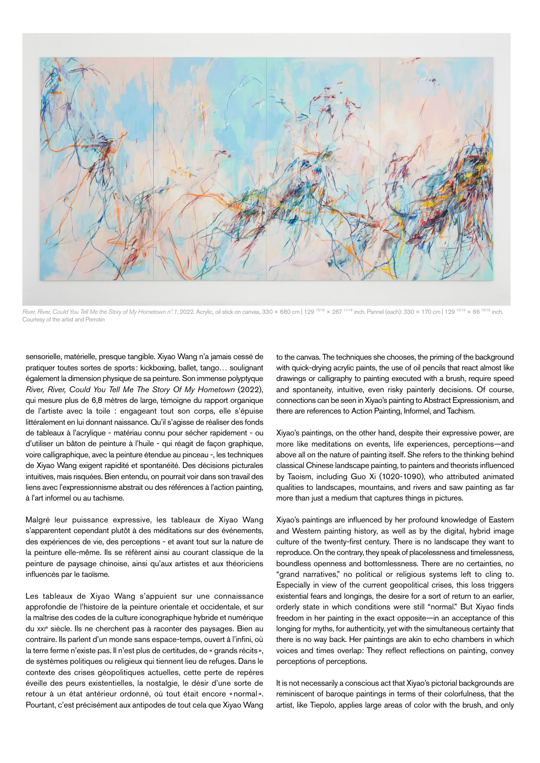*River, River, Could You Tell Me the Story of My Hometown n°.1*, 2022. Acrylic, oil stick on canvas, 330 × 680 cm | 129 15/16 × 267 11/16 inch. Pannel (each): 330 × 170 cm | 129 15/16 × 66 15/16 inch. Courtesy of the artist and Perrotin

sensorielle, matérielle, presque tangible. Xiyao Wang n'a jamais cessé de pratiquer toutes sortes de sports : kickboxing, ballet, tango… soulignant également la dimension physique de sa peinture. Son immense polyptyque *River, River, Could You Tell Me The Story Of My Hometown* (2022), qui mesure plus de 6,8 mètres de large, témoigne du rapport organique de l'artiste avec la toile : engageant tout son corps, elle s'épuise littéralement en lui donnant naissance. Qu'il s'agisse de réaliser des fonds de tableaux à l'acrylique - matériau connu pour sécher rapidement - ou d'utiliser un bâton de peinture à l'huile - qui réagit de façon graphique, voire calligraphique, avec la peinture étendue au pinceau -, les techniques de Xiyao Wang exigent rapidité et spontanéité. Des décisions picturales intuitives, mais risquées. Bien entendu, on pourrait voir dans son travail des liens avec l'expressionnisme abstrait ou des références à l'action painting, à l'art informel ou au tachisme.

Malgré leur puissance expressive, les tableaux de Xiyao Wang s'apparentent cependant plutôt à des méditations sur des événements, des expériences de vie, des perceptions - et avant tout sur la nature de la peinture elle-même. Ils se réfèrent ainsi au courant classique de la peinture de paysage chinoise, ainsi qu'aux artistes et aux théoriciens influencés par le taoïsme.

Les tableaux de Xiyao Wang s'appuient sur une connaissance approfondie de l'histoire de la peinture orientale et occidentale, et sur la maîtrise des codes de la culture iconographique hybride et numérique du XXIe siècle. Ils ne cherchent pas à raconter des paysages. Bien au contraire. Ils parlent d'un monde sans espace-temps, ouvert à l'infini, où la terre ferme n'existe pas. Il n'est plus de certitudes, de « grands récits », de systèmes politiques ou religieux qui tiennent lieu de refuges. Dans le contexte des crises géopolitiques actuelles, cette perte de repères éveille des peurs existentielles, la nostalgie, le désir d'une sorte de retour à un état antérieur ordonné, où tout était encore « normal ». Pourtant, c'est précisément aux antipodes de tout cela que Xiyao Wang

to the canvas. The techniques she chooses, the priming of the background with quick-drying acrylic paints, the use of oil pencils that react almost like drawings or calligraphy to painting executed with a brush, require speed and spontaneity, intuitive, even risky painterly decisions. Of course, connections can be seen in Xiyao's painting to Abstract Expressionism, and there are references to Action Painting, Informel, and Tachism.

Xiyao's paintings, on the other hand, despite their expressive power, are more like meditations on events, life experiences, perceptions—and above all on the nature of painting itself. She refers to the thinking behind classical Chinese landscape painting, to painters and theorists influenced by Taoism, including Guo Xi (1020-1090), who attributed animated qualities to landscapes, mountains, and rivers and saw painting as far more than just a medium that captures things in pictures.

Xiyao's paintings are influenced by her profound knowledge of Eastern and Western painting history, as well as by the digital, hybrid image culture of the twenty-first century. There is no landscape they want to reproduce. On the contrary, they speak of placelessness and timelessness, boundless openness and bottomlessness. There are no certainties, no "grand narratives," no political or religious systems left to cling to. Especially in view of the current geopolitical crises, this loss triggers existential fears and longings, the desire for a sort of return to an earlier, orderly state in which conditions were still "normal." But Xiyao finds freedom in her painting in the exact opposite—in an acceptance of this longing for myths, for authenticity, yet with the simultaneous certainty that there is no way back. Her paintings are akin to echo chambers in which voices and times overlap: They reflect reflections on painting, convey perceptions of perceptions.

It is not necessarily a conscious act that Xiyao's pictorial backgrounds are reminiscent of baroque paintings in terms of their colorfulness, that the artist, like Tiepolo, applies large areas of color with the brush, and only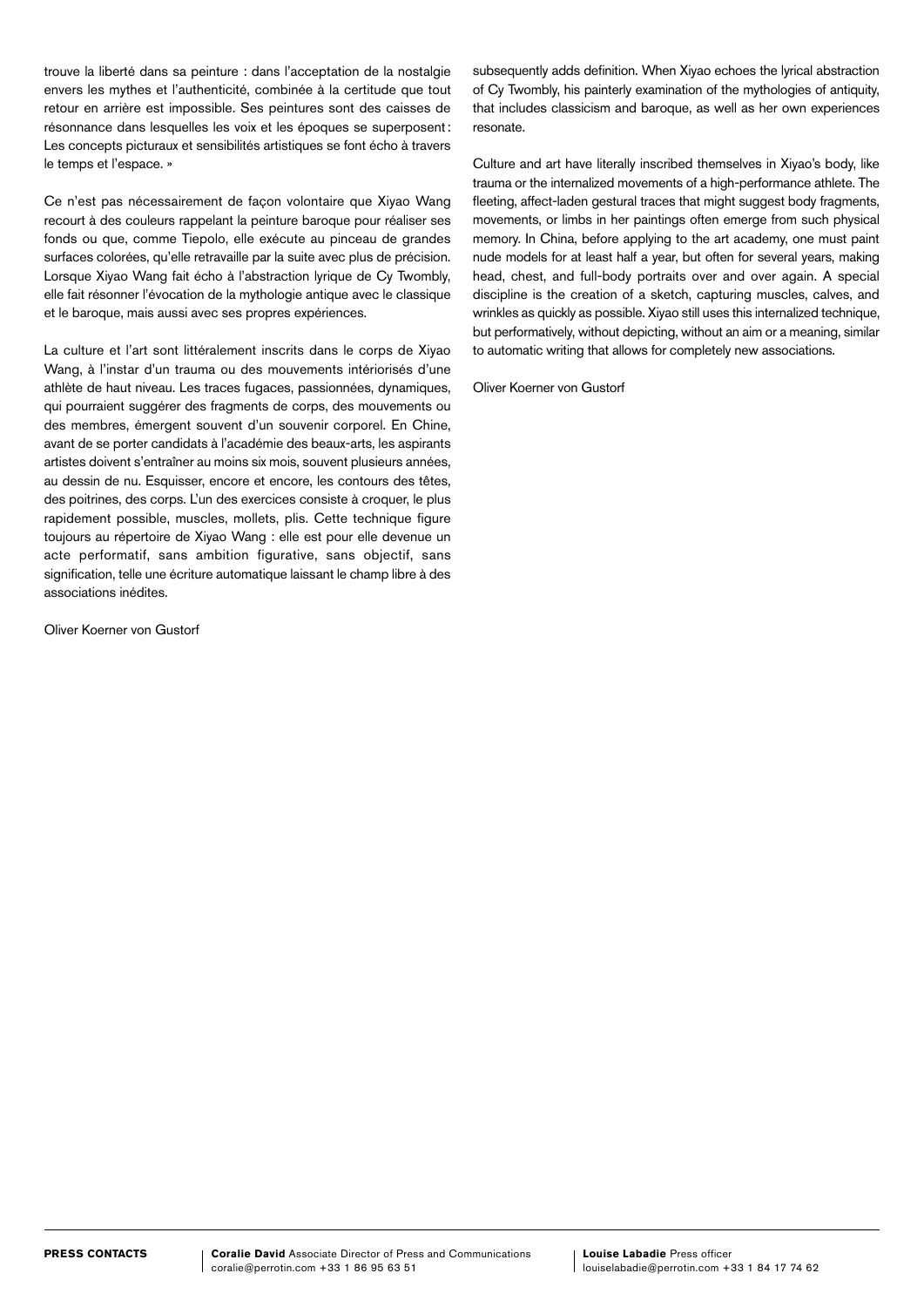trouve la liberté dans sa peinture : dans l'acceptation de la nostalgie envers les mythes et l'authenticité, combinée à la certitude que tout retour en arrière est impossible. Ses peintures sont des caisses de résonnance dans lesquelles les voix et les époques se superposent : Les concepts picturaux et sensibilités artistiques se font écho à travers le temps et l'espace. »

Ce n'est pas nécessairement de façon volontaire que Xiyao Wang recourt à des couleurs rappelant la peinture baroque pour réaliser ses fonds ou que, comme Tiepolo, elle exécute au pinceau de grandes surfaces colorées, qu'elle retravaille par la suite avec plus de précision. Lorsque Xiyao Wang fait écho à l'abstraction lyrique de Cy Twombly, elle fait résonner l'évocation de la mythologie antique avec le classique et le baroque, mais aussi avec ses propres expériences.

La culture et l'art sont littéralement inscrits dans le corps de Xiyao Wang, à l'instar d'un trauma ou des mouvements intériorisés d'une athlète de haut niveau. Les traces fugaces, passionnées, dynamiques, qui pourraient suggérer des fragments de corps, des mouvements ou des membres, émergent souvent d'un souvenir corporel. En Chine, avant de se porter candidats à l'académie des beaux-arts, les aspirants artistes doivent s'entraîner au moins six mois, souvent plusieurs années, au dessin de nu. Esquisser, encore et encore, les contours des têtes, des poitrines, des corps. L'un des exercices consiste à croquer, le plus rapidement possible, muscles, mollets, plis. Cette technique figure toujours au répertoire de Xiyao Wang : elle est pour elle devenue un acte performatif, sans ambition figurative, sans objectif, sans signification, telle une écriture automatique laissant le champ libre à des associations inédites.

Oliver Koerner von Gustorf

subsequently adds definition. When Xiyao echoes the lyrical abstraction of Cy Twombly, his painterly examination of the mythologies of antiquity, that includes classicism and baroque, as well as her own experiences resonate.

Culture and art have literally inscribed themselves in Xiyao's body, like trauma or the internalized movements of a high-performance athlete. The fleeting, affect-laden gestural traces that might suggest body fragments, movements, or limbs in her paintings often emerge from such physical memory. In China, before applying to the art academy, one must paint nude models for at least half a year, but often for several years, making head, chest, and full-body portraits over and over again. A special discipline is the creation of a sketch, capturing muscles, calves, and wrinkles as quickly as possible. Xiyao still uses this internalized technique, but performatively, without depicting, without an aim or a meaning, similar to automatic writing that allows for completely new associations.

Oliver Koerner von Gustorf

**PRESS CONTACTS**

**Coralie David** Associate Director of Press and Communications
coralie@perrotin.com +33 1 86 95 63 51

**Louise Labadie** Press officer
louiselabadie@perrotin.com +33 1 84 17 74 62